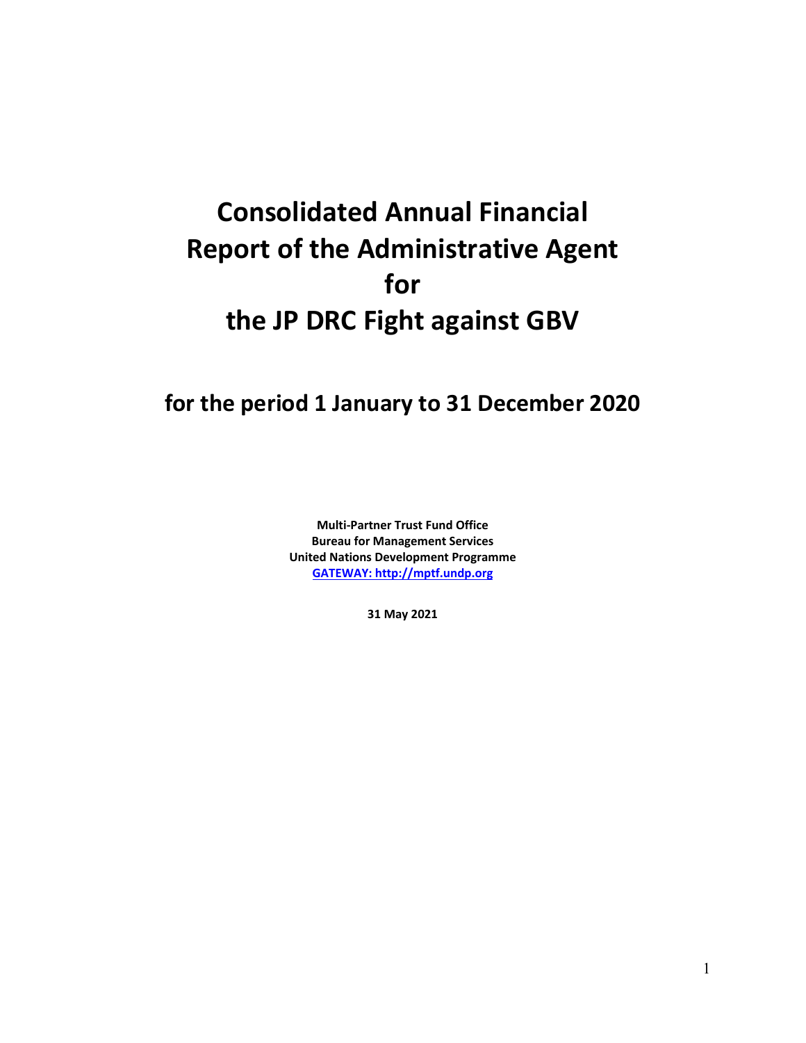# Consolidated Annual Financial Report of the Administrative Agent for the JP DRC Fight against GBV

## for the period 1 January to 31 December 2020

**Multi-Partner Trust Fund Office**
**Bureau for Management Services**
**United Nations Development Programme**
**GATEWAY: http://mptf.undp.org**

**31 May 2021**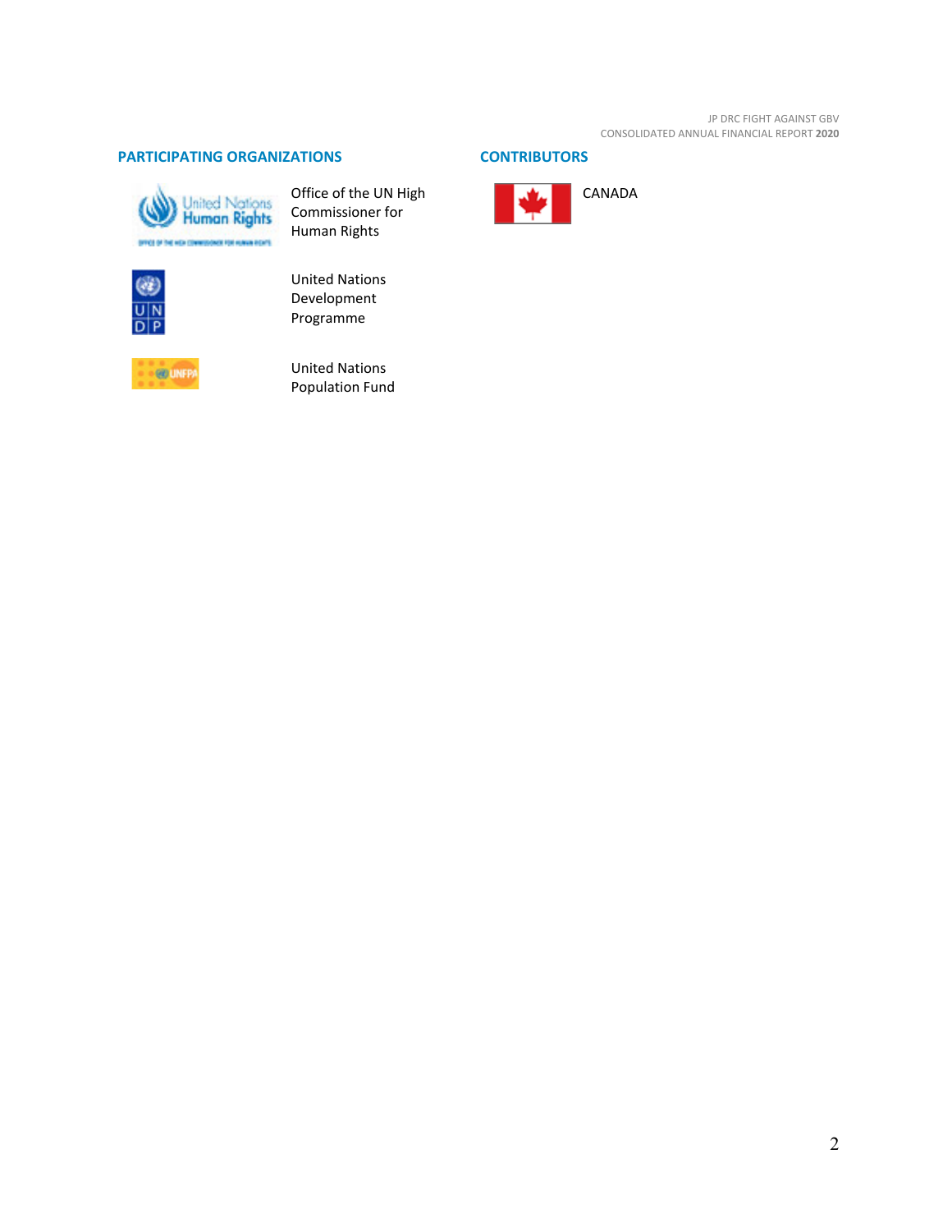## PARTICIPATING ORGANIZATIONS

Office of the UN High Commissioner for Human Rights

United Nations Development Programme

United Nations Population Fund

## CONTRIBUTORS

CANADA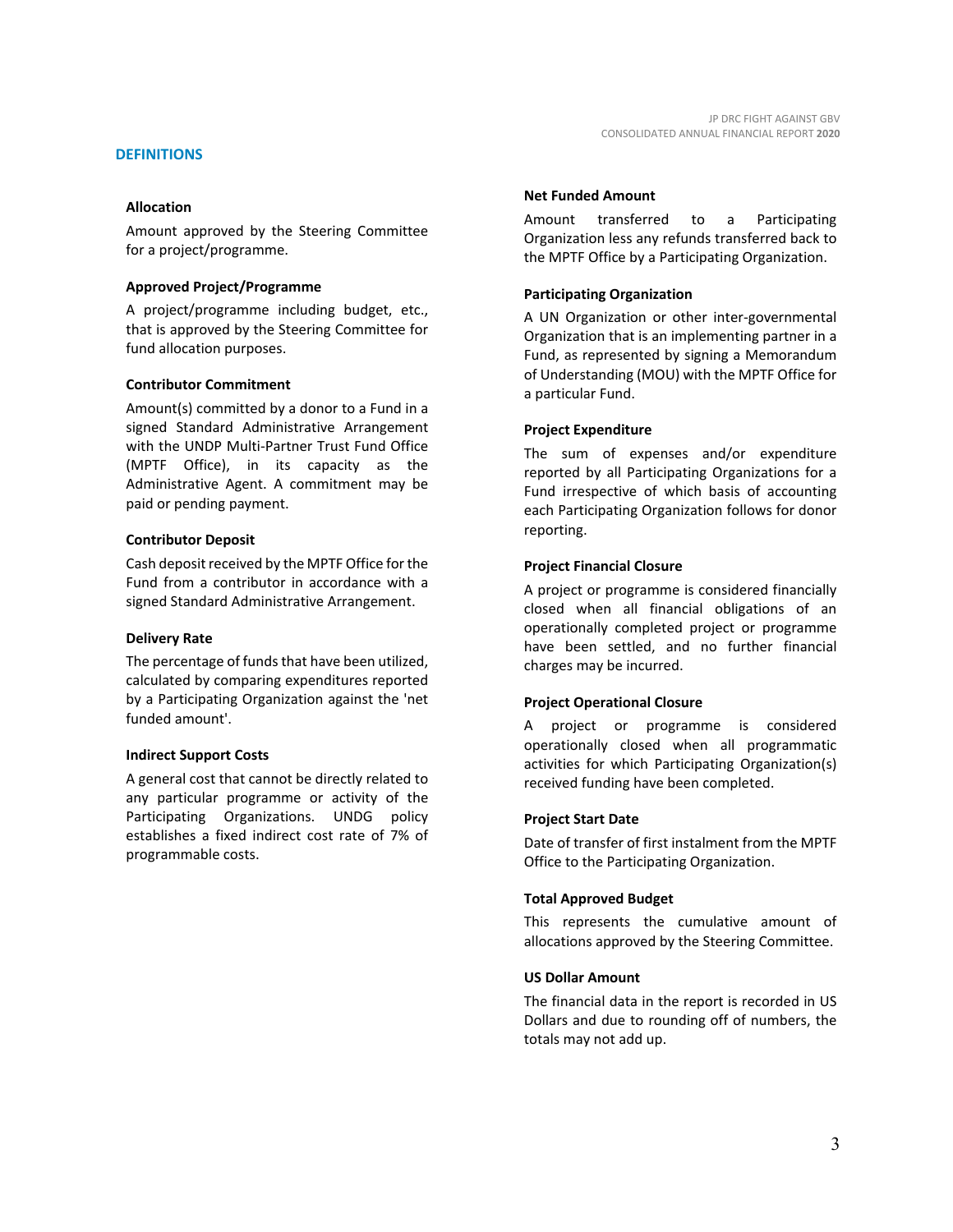## DEFINITIONS

### Allocation

Amount approved by the Steering Committee for a project/programme.

### Approved Project/Programme

A project/programme including budget, etc., that is approved by the Steering Committee for fund allocation purposes.

### Contributor Commitment

Amount(s) committed by a donor to a Fund in a signed Standard Administrative Arrangement with the UNDP Multi-Partner Trust Fund Office (MPTF Office), in its capacity as the Administrative Agent. A commitment may be paid or pending payment.

### Contributor Deposit

Cash deposit received by the MPTF Office for the Fund from a contributor in accordance with a signed Standard Administrative Arrangement.

### Delivery Rate

The percentage of funds that have been utilized, calculated by comparing expenditures reported by a Participating Organization against the 'net funded amount'.

### Indirect Support Costs

A general cost that cannot be directly related to any particular programme or activity of the Participating Organizations. UNDG policy establishes a fixed indirect cost rate of 7% of programmable costs.

### Net Funded Amount

Amount transferred to a Participating Organization less any refunds transferred back to the MPTF Office by a Participating Organization.

### Participating Organization

A UN Organization or other inter-governmental Organization that is an implementing partner in a Fund, as represented by signing a Memorandum of Understanding (MOU) with the MPTF Office for a particular Fund.

### Project Expenditure

The sum of expenses and/or expenditure reported by all Participating Organizations for a Fund irrespective of which basis of accounting each Participating Organization follows for donor reporting.

### Project Financial Closure

A project or programme is considered financially closed when all financial obligations of an operationally completed project or programme have been settled, and no further financial charges may be incurred.

### Project Operational Closure

A project or programme is considered operationally closed when all programmatic activities for which Participating Organization(s) received funding have been completed.

### Project Start Date

Date of transfer of first instalment from the MPTF Office to the Participating Organization.

### Total Approved Budget

This represents the cumulative amount of allocations approved by the Steering Committee.

### US Dollar Amount

The financial data in the report is recorded in US Dollars and due to rounding off of numbers, the totals may not add up.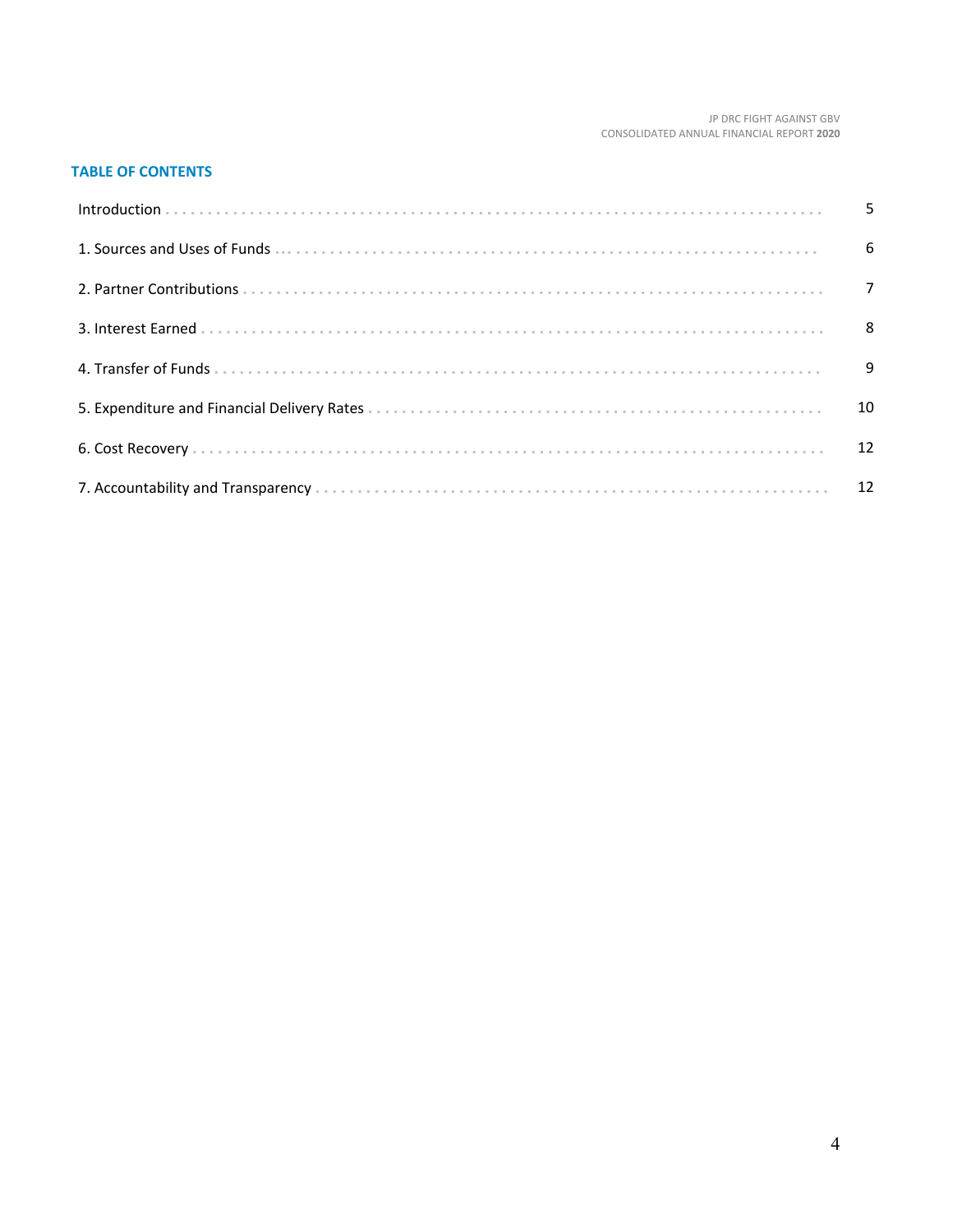## TABLE OF CONTENTS

| | |
|---|---|
| Introduction | 5 |
| 1. Sources and Uses of Funds | 6 |
| 2. Partner Contributions | 7 |
| 3. Interest Earned | 8 |
| 4. Transfer of Funds | 9 |
| 5. Expenditure and Financial Delivery Rates | 10 |
| 6. Cost Recovery | 12 |
| 7. Accountability and Transparency | 12 |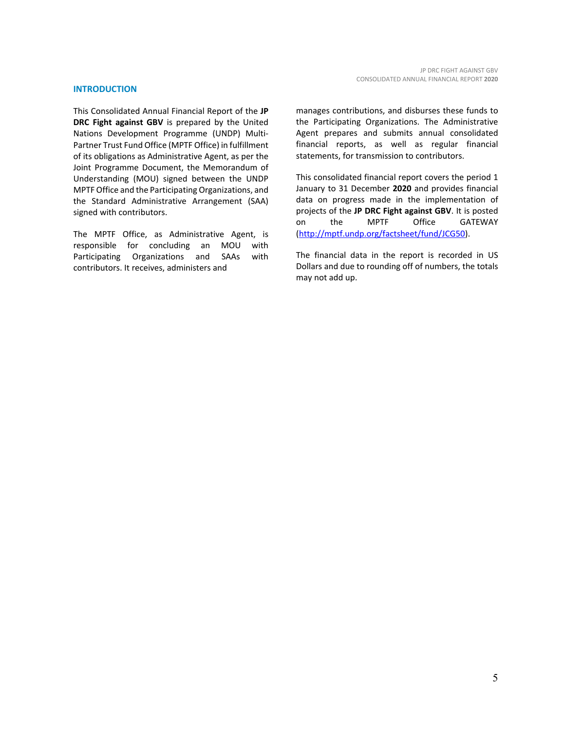## INTRODUCTION

This Consolidated Annual Financial Report of the **JP DRC Fight against GBV** is prepared by the United Nations Development Programme (UNDP) Multi-Partner Trust Fund Office (MPTF Office) in fulfillment of its obligations as Administrative Agent, as per the Joint Programme Document, the Memorandum of Understanding (MOU) signed between the UNDP MPTF Office and the Participating Organizations, and the Standard Administrative Arrangement (SAA) signed with contributors.

The MPTF Office, as Administrative Agent, is responsible for concluding an MOU with Participating Organizations and SAAs with contributors. It receives, administers and manages contributions, and disburses these funds to the Participating Organizations. The Administrative Agent prepares and submits annual consolidated financial reports, as well as regular financial statements, for transmission to contributors.

This consolidated financial report covers the period 1 January to 31 December **2020** and provides financial data on progress made in the implementation of projects of the **JP DRC Fight against GBV**. It is posted on the MPTF Office GATEWAY ([http://mptf.undp.org/factsheet/fund/JCG50](http://mptf.undp.org/factsheet/fund/JCG50)).

The financial data in the report is recorded in US Dollars and due to rounding off of numbers, the totals may not add up.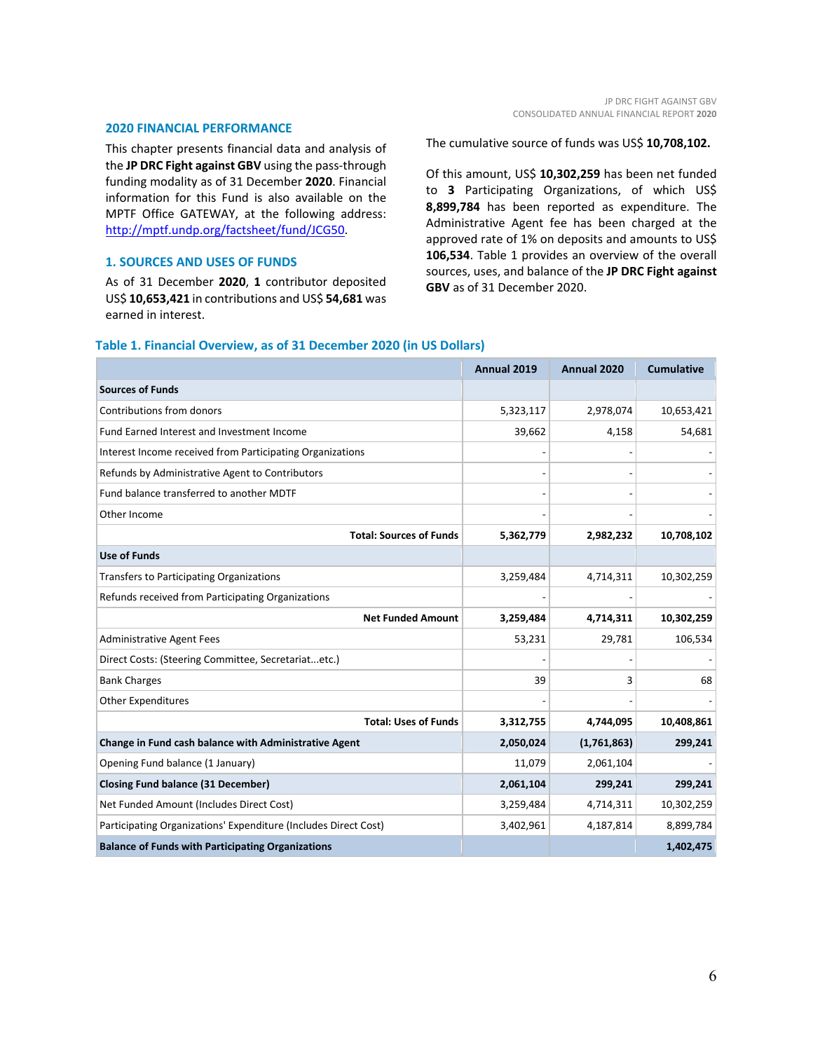## 2020 FINANCIAL PERFORMANCE

This chapter presents financial data and analysis of the **JP DRC Fight against GBV** using the pass-through funding modality as of 31 December **2020**. Financial information for this Fund is also available on the MPTF Office GATEWAY, at the following address: http://mptf.undp.org/factsheet/fund/JCG50.

### 1. SOURCES AND USES OF FUNDS

As of 31 December **2020**, **1** contributor deposited US$ **10,653,421** in contributions and US$ **54,681** was earned in interest.

The cumulative source of funds was US$ **10,708,102.**

Of this amount, US$ **10,302,259** has been net funded to **3** Participating Organizations, of which US$ **8,899,784** has been reported as expenditure. The Administrative Agent fee has been charged at the approved rate of 1% on deposits and amounts to US$ **106,534**. Table 1 provides an overview of the overall sources, uses, and balance of the **JP DRC Fight against GBV** as of 31 December 2020.

**Table 1. Financial Overview, as of 31 December 2020 (in US Dollars)**

| | Annual 2019 | Annual 2020 | Cumulative |
|---|---|---|---|
| **Sources of Funds** | | | |
| Contributions from donors | 5,323,117 | 2,978,074 | 10,653,421 |
| Fund Earned Interest and Investment Income | 39,662 | 4,158 | 54,681 |
| Interest Income received from Participating Organizations | - | - | - |
| Refunds by Administrative Agent to Contributors | - | - | - |
| Fund balance transferred to another MDTF | - | - | - |
| Other Income | - | - | - |
| **Total: Sources of Funds** | **5,362,779** | **2,982,232** | **10,708,102** |
| **Use of Funds** | | | |
| Transfers to Participating Organizations | 3,259,484 | 4,714,311 | 10,302,259 |
| Refunds received from Participating Organizations | - | - | - |
| **Net Funded Amount** | **3,259,484** | **4,714,311** | **10,302,259** |
| Administrative Agent Fees | 53,231 | 29,781 | 106,534 |
| Direct Costs: (Steering Committee, Secretariat...etc.) | - | - | - |
| Bank Charges | 39 | 3 | 68 |
| Other Expenditures | - | - | - |
| **Total: Uses of Funds** | **3,312,755** | **4,744,095** | **10,408,861** |
| **Change in Fund cash balance with Administrative Agent** | **2,050,024** | **(1,761,863)** | **299,241** |
| Opening Fund balance (1 January) | 11,079 | 2,061,104 | - |
| **Closing Fund balance (31 December)** | **2,061,104** | **299,241** | **299,241** |
| Net Funded Amount (Includes Direct Cost) | 3,259,484 | 4,714,311 | 10,302,259 |
| Participating Organizations' Expenditure (Includes Direct Cost) | 3,402,961 | 4,187,814 | 8,899,784 |
| **Balance of Funds with Participating Organizations** | | | **1,402,475** |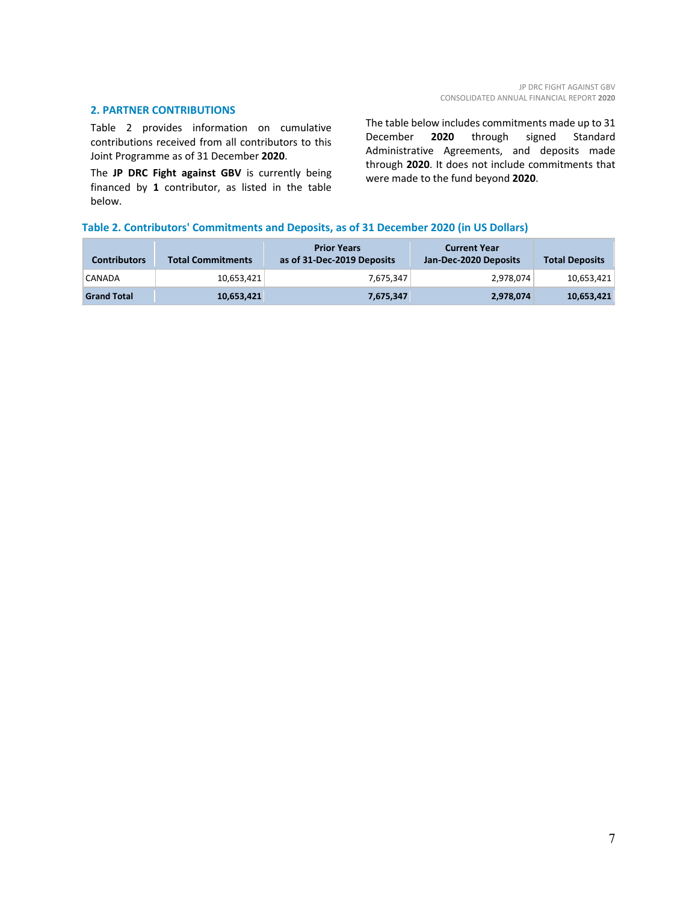## 2. PARTNER CONTRIBUTIONS

Table 2 provides information on cumulative contributions received from all contributors to this Joint Programme as of 31 December **2020**.

The **JP DRC Fight against GBV** is currently being financed by **1** contributor, as listed in the table below.

The table below includes commitments made up to 31 December **2020** through signed Standard Administrative Agreements, and deposits made through **2020**. It does not include commitments that were made to the fund beyond **2020**.

**Table 2. Contributors' Commitments and Deposits, as of 31 December 2020 (in US Dollars)**

| Contributors | Total Commitments | Prior Years as of 31-Dec-2019 Deposits | Current Year Jan-Dec-2020 Deposits | Total Deposits |
|---|---|---|---|---|
| CANADA | 10,653,421 | 7,675,347 | 2,978,074 | 10,653,421 |
| **Grand Total** | **10,653,421** | **7,675,347** | **2,978,074** | **10,653,421** |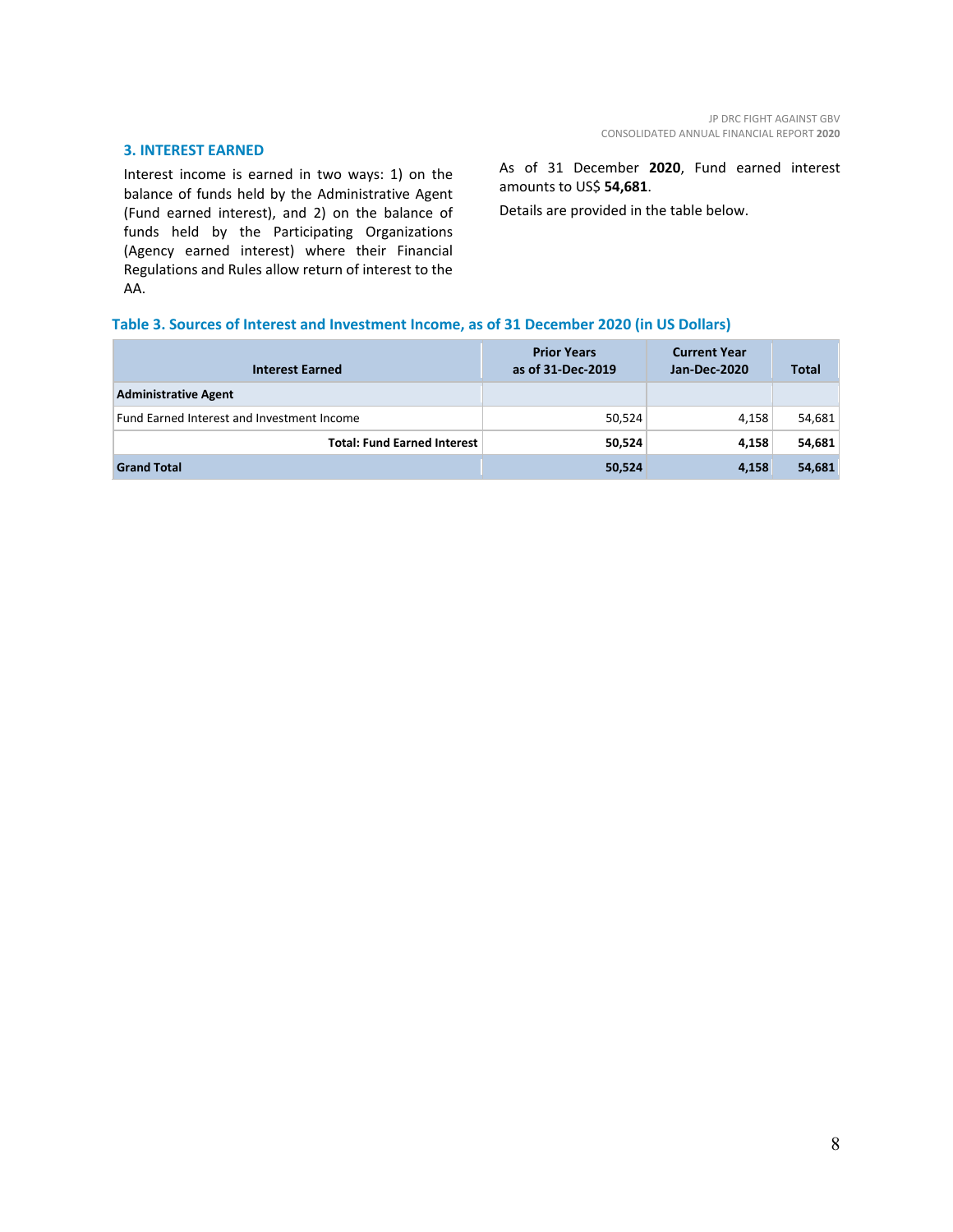## 3. INTEREST EARNED

Interest income is earned in two ways: 1) on the balance of funds held by the Administrative Agent (Fund earned interest), and 2) on the balance of funds held by the Participating Organizations (Agency earned interest) where their Financial Regulations and Rules allow return of interest to the AA.

As of 31 December **2020**, Fund earned interest amounts to US$ **54,681**.

Details are provided in the table below.

### Table 3. Sources of Interest and Investment Income, as of 31 December 2020 (in US Dollars)

| Interest Earned | Prior Years as of 31-Dec-2019 | Current Year Jan-Dec-2020 | Total |
|---|---|---|---|
| **Administrative Agent** | | | |
| Fund Earned Interest and Investment Income | 50,524 | 4,158 | 54,681 |
| **Total: Fund Earned Interest** | **50,524** | **4,158** | **54,681** |
| **Grand Total** | **50,524** | **4,158** | **54,681** |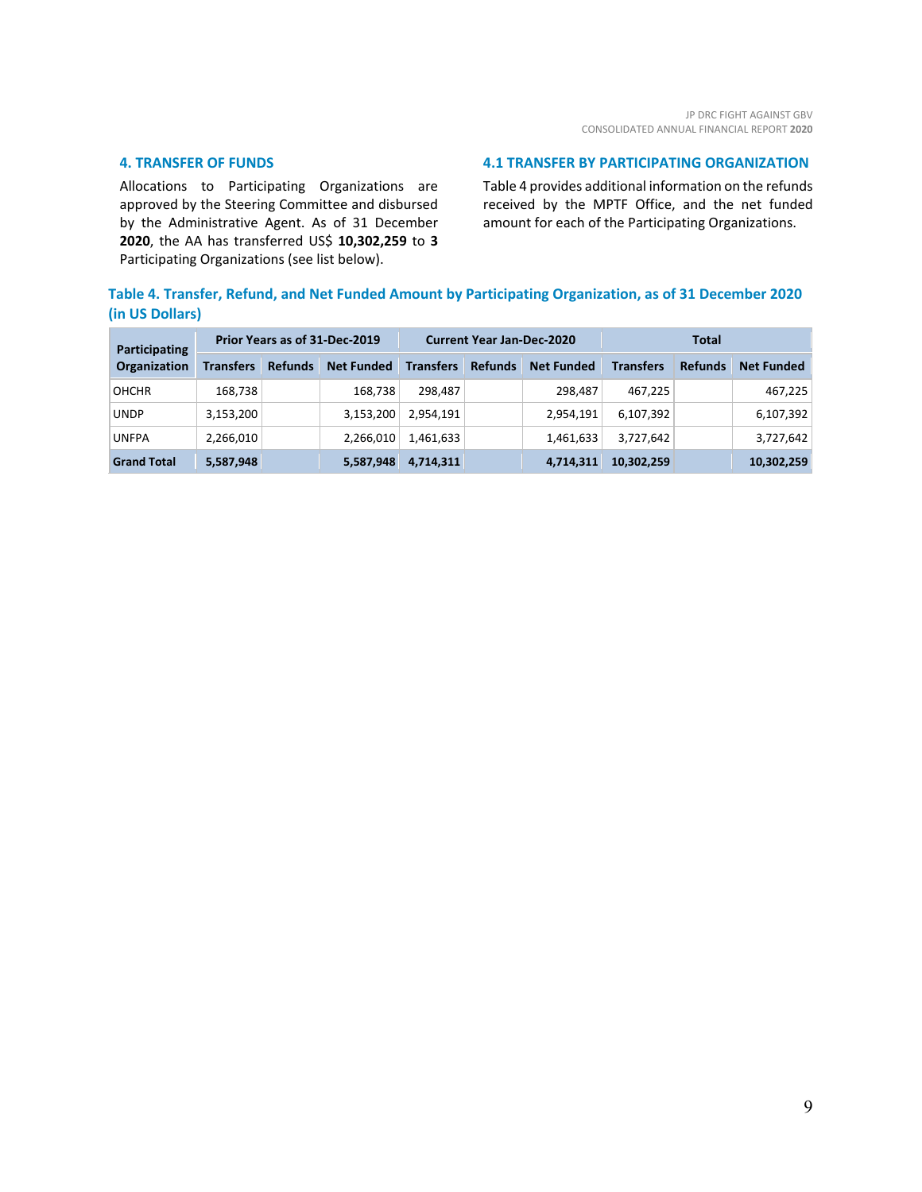## 4. TRANSFER OF FUNDS

Allocations to Participating Organizations are approved by the Steering Committee and disbursed by the Administrative Agent. As of 31 December **2020**, the AA has transferred US$ **10,302,259** to **3** Participating Organizations (see list below).

### 4.1 TRANSFER BY PARTICIPATING ORGANIZATION

Table 4 provides additional information on the refunds received by the MPTF Office, and the net funded amount for each of the Participating Organizations.

**Table 4. Transfer, Refund, and Net Funded Amount by Participating Organization, as of 31 December 2020 (in US Dollars)**

| Participating Organization | Prior Years as of 31-Dec-2019 | | | Current Year Jan-Dec-2020 | | | Total | | |
|---|---|---|---|---|---|---|---|---|---|
| | Transfers | Refunds | Net Funded | Transfers | Refunds | Net Funded | Transfers | Refunds | Net Funded |
| OHCHR | 168,738 | | 168,738 | 298,487 | | 298,487 | 467,225 | | 467,225 |
| UNDP | 3,153,200 | | 3,153,200 | 2,954,191 | | 2,954,191 | 6,107,392 | | 6,107,392 |
| UNFPA | 2,266,010 | | 2,266,010 | 1,461,633 | | 1,461,633 | 3,727,642 | | 3,727,642 |
| **Grand Total** | **5,587,948** | | **5,587,948** | **4,714,311** | | **4,714,311** | **10,302,259** | | **10,302,259** |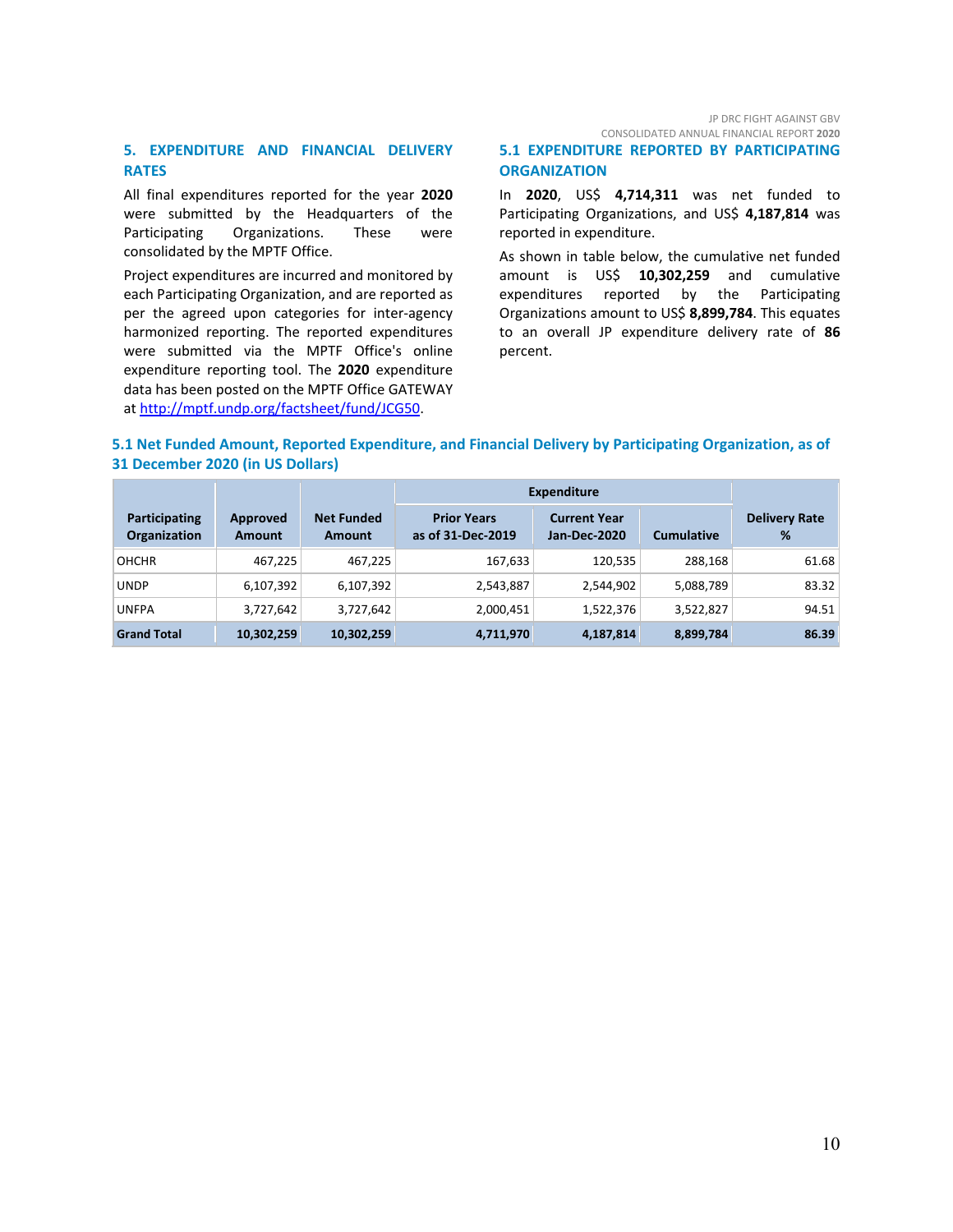## 5. EXPENDITURE AND FINANCIAL DELIVERY RATES

All final expenditures reported for the year **2020** were submitted by the Headquarters of the Participating Organizations. These were consolidated by the MPTF Office.

Project expenditures are incurred and monitored by each Participating Organization, and are reported as per the agreed upon categories for inter-agency harmonized reporting. The reported expenditures were submitted via the MPTF Office's online expenditure reporting tool. The **2020** expenditure data has been posted on the MPTF Office GATEWAY at http://mptf.undp.org/factsheet/fund/JCG50.

### 5.1 EXPENDITURE REPORTED BY PARTICIPATING ORGANIZATION

In **2020**, US$ **4,714,311** was net funded to Participating Organizations, and US$ **4,187,814** was reported in expenditure.

As shown in table below, the cumulative net funded amount is US$ **10,302,259** and cumulative expenditures reported by the Participating Organizations amount to US$ **8,899,784**. This equates to an overall JP expenditure delivery rate of **86** percent.

### 5.1 Net Funded Amount, Reported Expenditure, and Financial Delivery by Participating Organization, as of 31 December 2020 (in US Dollars)

| Participating Organization | Approved Amount | Net Funded Amount | Expenditure | | | Delivery Rate % |
|---|---|---|---|---|---|---|
| | | | Prior Years as of 31-Dec-2019 | Current Year Jan-Dec-2020 | Cumulative | |
| OHCHR | 467,225 | 467,225 | 167,633 | 120,535 | 288,168 | 61.68 |
| UNDP | 6,107,392 | 6,107,392 | 2,543,887 | 2,544,902 | 5,088,789 | 83.32 |
| UNFPA | 3,727,642 | 3,727,642 | 2,000,451 | 1,522,376 | 3,522,827 | 94.51 |
| **Grand Total** | **10,302,259** | **10,302,259** | **4,711,970** | **4,187,814** | **8,899,784** | **86.39** |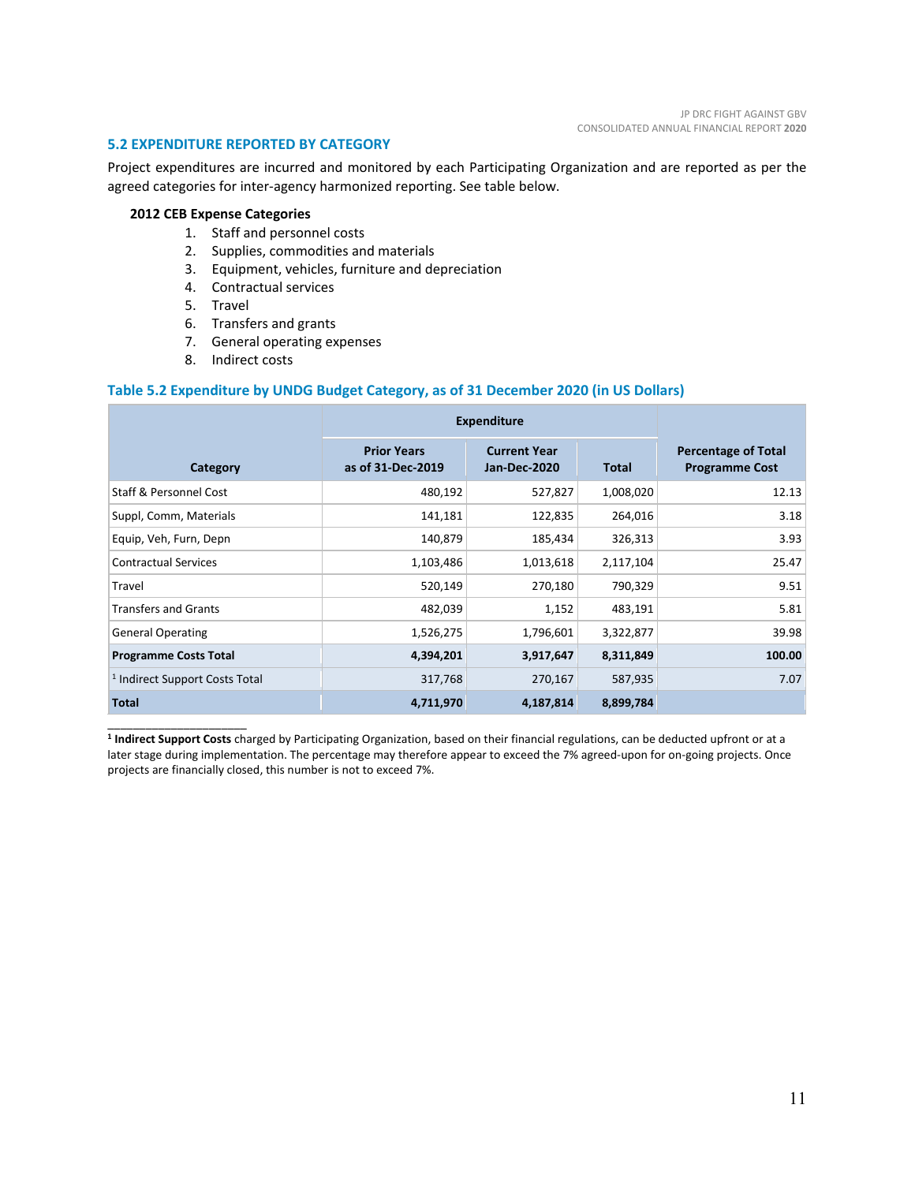## 5.2 EXPENDITURE REPORTED BY CATEGORY

Project expenditures are incurred and monitored by each Participating Organization and are reported as per the agreed categories for inter-agency harmonized reporting. See table below.

**2012 CEB Expense Categories**

1. Staff and personnel costs
2. Supplies, commodities and materials
3. Equipment, vehicles, furniture and depreciation
4. Contractual services
5. Travel
6. Transfers and grants
7. General operating expenses
8. Indirect costs

### Table 5.2 Expenditure by UNDG Budget Category, as of 31 December 2020 (in US Dollars)

| Category | Expenditure | | | Percentage of Total Programme Cost |
|---|---|---|---|---|
| | Prior Years as of 31-Dec-2019 | Current Year Jan-Dec-2020 | Total | |
| Staff & Personnel Cost | 480,192 | 527,827 | 1,008,020 | 12.13 |
| Suppl, Comm, Materials | 141,181 | 122,835 | 264,016 | 3.18 |
| Equip, Veh, Furn, Depn | 140,879 | 185,434 | 326,313 | 3.93 |
| Contractual Services | 1,103,486 | 1,013,618 | 2,117,104 | 25.47 |
| Travel | 520,149 | 270,180 | 790,329 | 9.51 |
| Transfers and Grants | 482,039 | 1,152 | 483,191 | 5.81 |
| General Operating | 1,526,275 | 1,796,601 | 3,322,877 | 39.98 |
| **Programme Costs Total** | **4,394,201** | **3,917,647** | **8,311,849** | **100.00** |
| [1] Indirect Support Costs Total | 317,768 | 270,167 | 587,935 | 7.07 |
| **Total** | **4,711,970** | **4,187,814** | **8,899,784** | |

[1] **Indirect Support Costs** charged by Participating Organization, based on their financial regulations, can be deducted upfront or at a later stage during implementation. The percentage may therefore appear to exceed the 7% agreed-upon for on-going projects. Once projects are financially closed, this number is not to exceed 7%.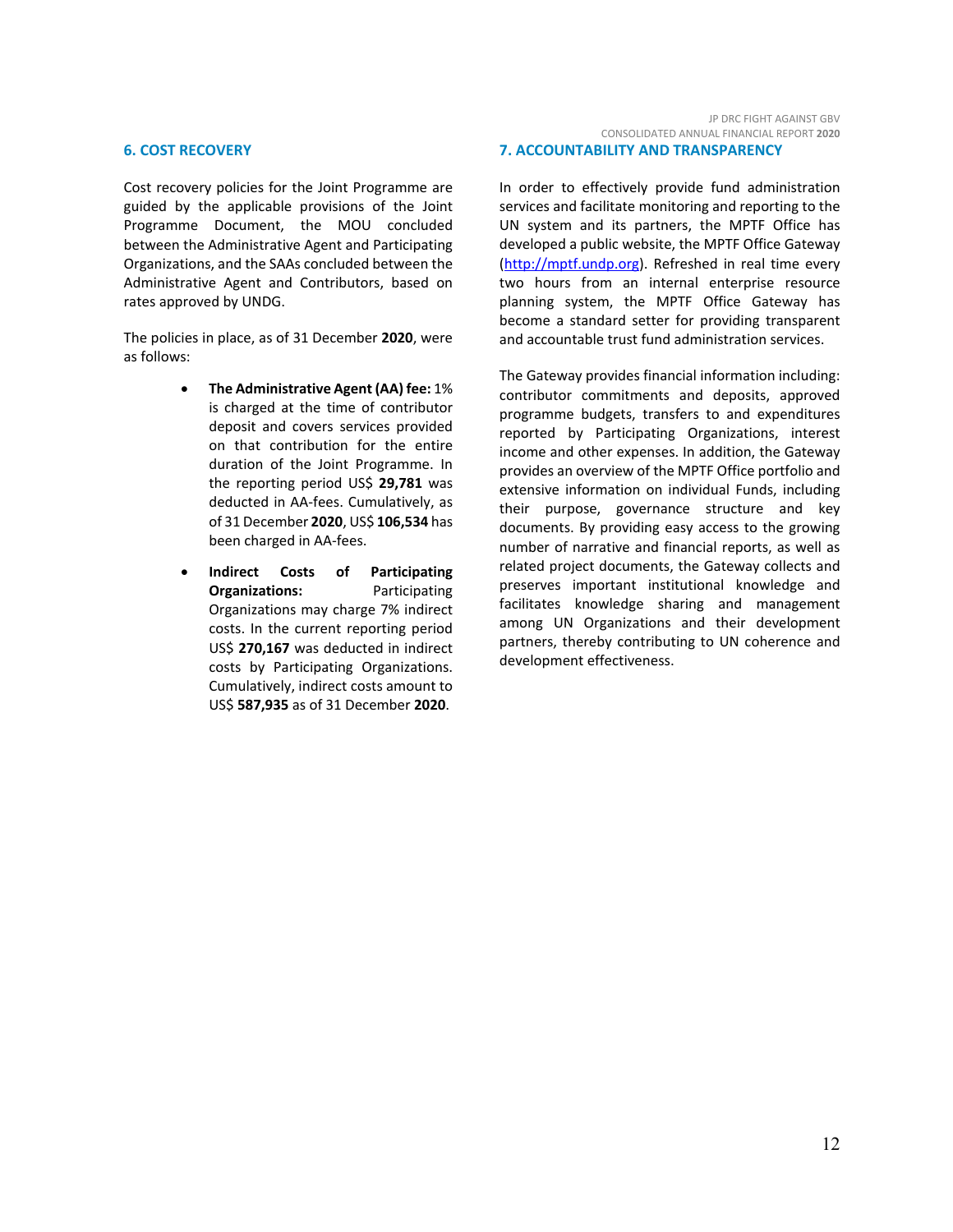## 6. COST RECOVERY

Cost recovery policies for the Joint Programme are guided by the applicable provisions of the Joint Programme Document, the MOU concluded between the Administrative Agent and Participating Organizations, and the SAAs concluded between the Administrative Agent and Contributors, based on rates approved by UNDG.

The policies in place, as of 31 December **2020**, were as follows:

- **The Administrative Agent (AA) fee:** 1% is charged at the time of contributor deposit and covers services provided on that contribution for the entire duration of the Joint Programme. In the reporting period US$ **29,781** was deducted in AA-fees. Cumulatively, as of 31 December **2020**, US$ **106,534** has been charged in AA-fees.
- **Indirect Costs of Participating Organizations:** Participating Organizations may charge 7% indirect costs. In the current reporting period US$ **270,167** was deducted in indirect costs by Participating Organizations. Cumulatively, indirect costs amount to US$ **587,935** as of 31 December **2020**.

## 7. ACCOUNTABILITY AND TRANSPARENCY

In order to effectively provide fund administration services and facilitate monitoring and reporting to the UN system and its partners, the MPTF Office has developed a public website, the MPTF Office Gateway (http://mptf.undp.org). Refreshed in real time every two hours from an internal enterprise resource planning system, the MPTF Office Gateway has become a standard setter for providing transparent and accountable trust fund administration services.

The Gateway provides financial information including: contributor commitments and deposits, approved programme budgets, transfers to and expenditures reported by Participating Organizations, interest income and other expenses. In addition, the Gateway provides an overview of the MPTF Office portfolio and extensive information on individual Funds, including their purpose, governance structure and key documents. By providing easy access to the growing number of narrative and financial reports, as well as related project documents, the Gateway collects and preserves important institutional knowledge and facilitates knowledge sharing and management among UN Organizations and their development partners, thereby contributing to UN coherence and development effectiveness.